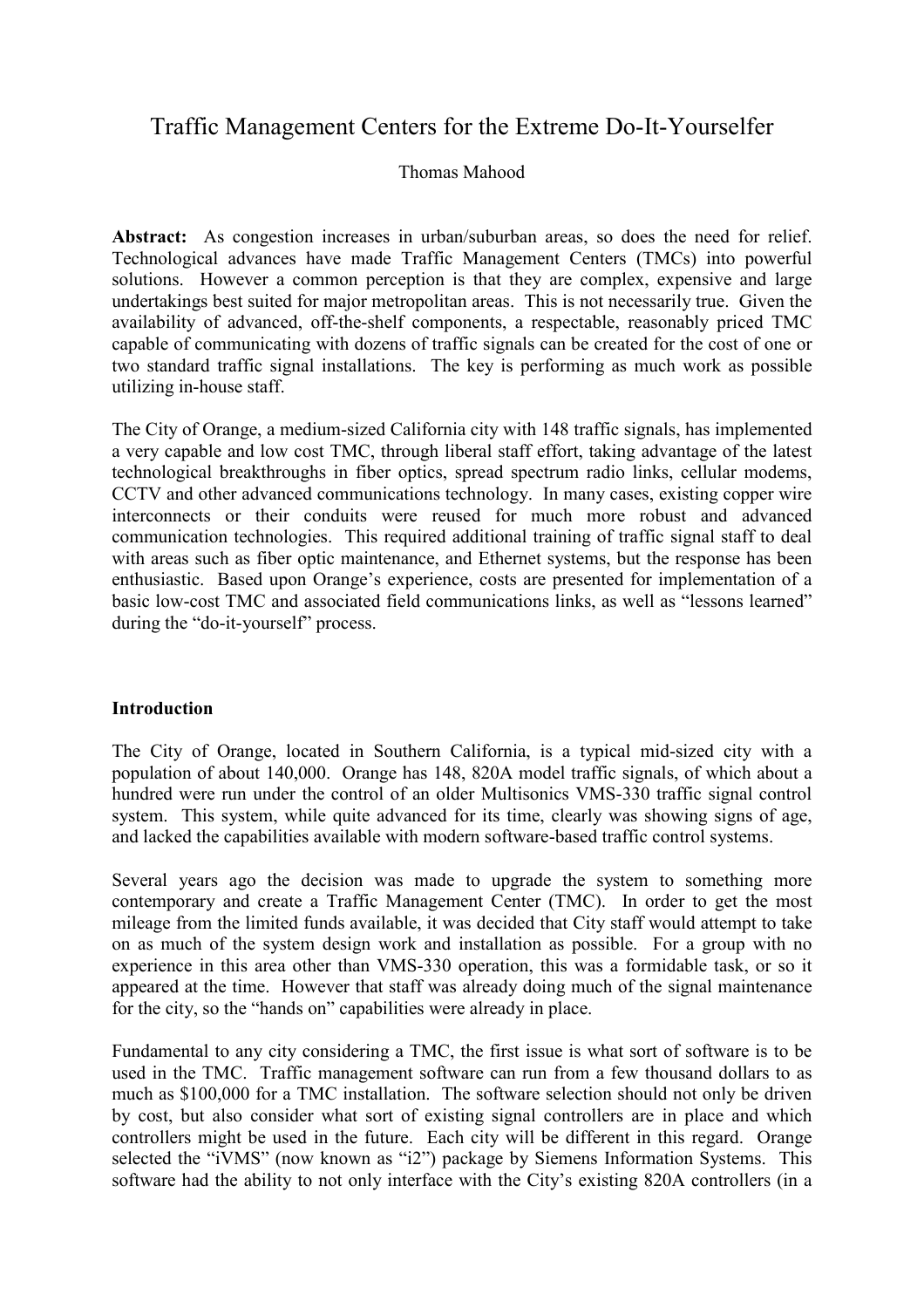# Traffic Management Centers for the Extreme Do-It-Yourselfer

Thomas Mahood

**Abstract:** As congestion increases in urban/suburban areas, so does the need for relief. Technological advances have made Traffic Management Centers (TMCs) into powerful solutions. However a common perception is that they are complex, expensive and large undertakings best suited for major metropolitan areas. This is not necessarily true. Given the availability of advanced, off-the-shelf components, a respectable, reasonably priced TMC capable of communicating with dozens of traffic signals can be created for the cost of one or two standard traffic signal installations. The key is performing as much work as possible utilizing in-house staff.

The City of Orange, a medium-sized California city with 148 traffic signals, has implemented a very capable and low cost TMC, through liberal staff effort, taking advantage of the latest technological breakthroughs in fiber optics, spread spectrum radio links, cellular modems, CCTV and other advanced communications technology. In many cases, existing copper wire interconnects or their conduits were reused for much more robust and advanced communication technologies. This required additional training of traffic signal staff to deal with areas such as fiber optic maintenance, and Ethernet systems, but the response has been enthusiastic. Based upon Orange's experience, costs are presented for implementation of a basic low-cost TMC and associated field communications links, as well as "lessons learned" during the "do-it-yourself" process.

## Introduction

The City of Orange, located in Southern California, is a typical mid-sized city with a population of about 140,000. Orange has 148, 820A model traffic signals, of which about a hundred were run under the control of an older Multisonics VMS-330 traffic signal control system. This system, while quite advanced for its time, clearly was showing signs of age, and lacked the capabilities available with modern software-based traffic control systems.

Several years ago the decision was made to upgrade the system to something more contemporary and create a Traffic Management Center (TMC). In order to get the most mileage from the limited funds available, it was decided that City staff would attempt to take on as much of the system design work and installation as possible. For a group with no experience in this area other than VMS-330 operation, this was a formidable task, or so it appeared at the time. However that staff was already doing much of the signal maintenance for the city, so the "hands on" capabilities were already in place.

Fundamental to any city considering a TMC, the first issue is what sort of software is to be used in the TMC. Traffic management software can run from a few thousand dollars to as much as $100,000 for a TMC installation. The software selection should not only be driven by cost, but also consider what sort of existing signal controllers are in place and which controllers might be used in the future. Each city will be different in this regard. Orange selected the "iVMS" (now known as "i2") package by Siemens Information Systems. This software had the ability to not only interface with the City's existing 820A controllers (in a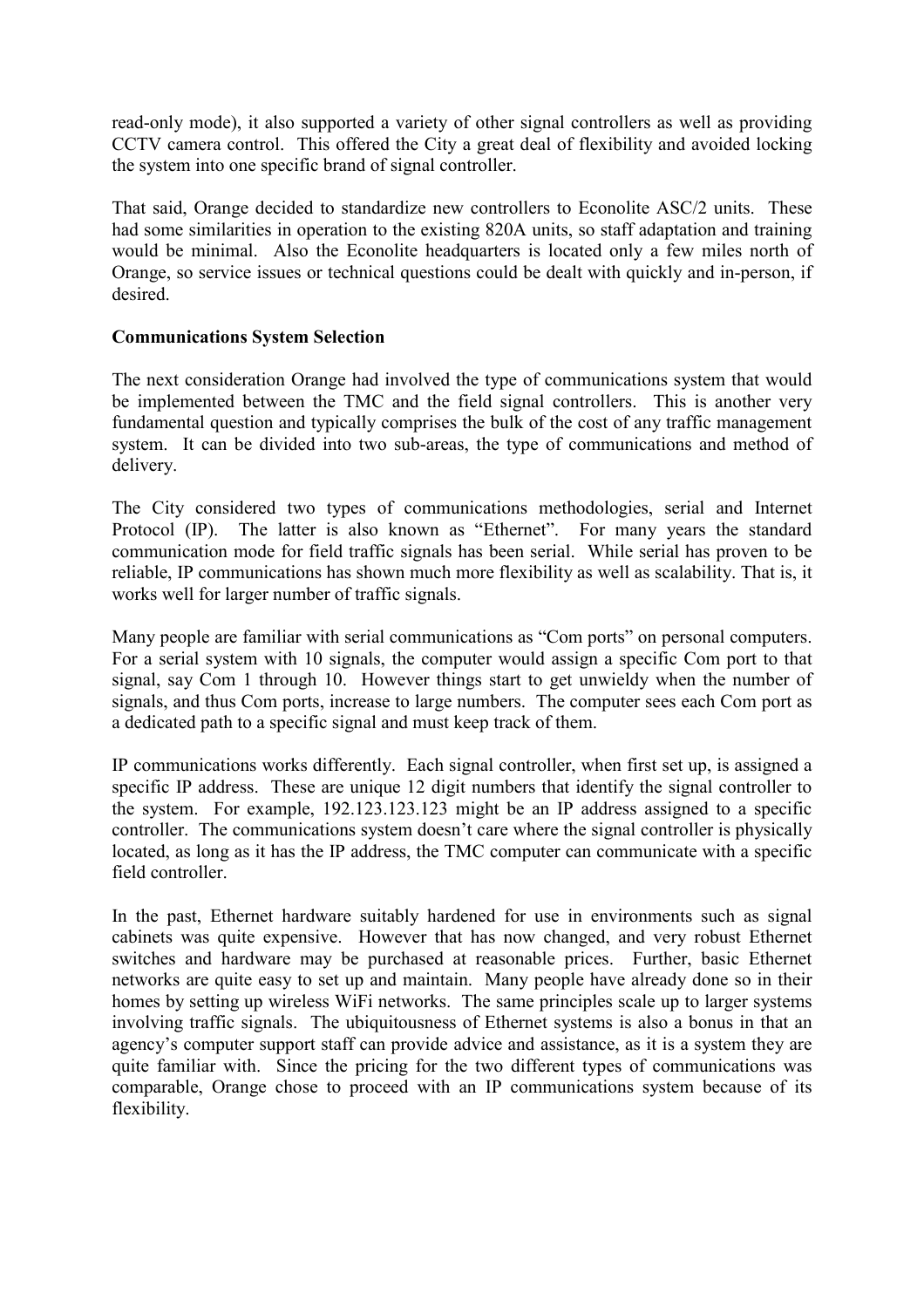read-only mode), it also supported a variety of other signal controllers as well as providing CCTV camera control. This offered the City a great deal of flexibility and avoided locking the system into one specific brand of signal controller.

That said, Orange decided to standardize new controllers to Econolite ASC/2 units. These had some similarities in operation to the existing 820A units, so staff adaptation and training would be minimal. Also the Econolite headquarters is located only a few miles north of Orange, so service issues or technical questions could be dealt with quickly and in-person, if desired.

**Communications System Selection**

The next consideration Orange had involved the type of communications system that would be implemented between the TMC and the field signal controllers. This is another very fundamental question and typically comprises the bulk of the cost of any traffic management system. It can be divided into two sub-areas, the type of communications and method of delivery.

The City considered two types of communications methodologies, serial and Internet Protocol (IP). The latter is also known as "Ethernet". For many years the standard communication mode for field traffic signals has been serial. While serial has proven to be reliable, IP communications has shown much more flexibility as well as scalability. That is, it works well for larger number of traffic signals.

Many people are familiar with serial communications as "Com ports" on personal computers. For a serial system with 10 signals, the computer would assign a specific Com port to that signal, say Com 1 through 10. However things start to get unwieldy when the number of signals, and thus Com ports, increase to large numbers. The computer sees each Com port as a dedicated path to a specific signal and must keep track of them.

IP communications works differently. Each signal controller, when first set up, is assigned a specific IP address. These are unique 12 digit numbers that identify the signal controller to the system. For example, 192.123.123.123 might be an IP address assigned to a specific controller. The communications system doesn't care where the signal controller is physically located, as long as it has the IP address, the TMC computer can communicate with a specific field controller.

In the past, Ethernet hardware suitably hardened for use in environments such as signal cabinets was quite expensive. However that has now changed, and very robust Ethernet switches and hardware may be purchased at reasonable prices. Further, basic Ethernet networks are quite easy to set up and maintain. Many people have already done so in their homes by setting up wireless WiFi networks. The same principles scale up to larger systems involving traffic signals. The ubiquitousness of Ethernet systems is also a bonus in that an agency's computer support staff can provide advice and assistance, as it is a system they are quite familiar with. Since the pricing for the two different types of communications was comparable, Orange chose to proceed with an IP communications system because of its flexibility.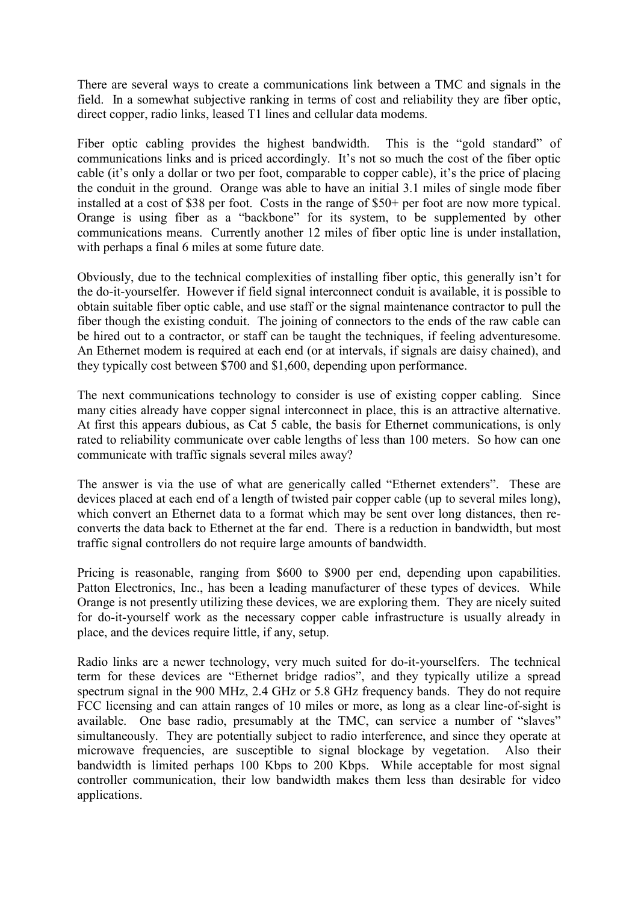There are several ways to create a communications link between a TMC and signals in the field. In a somewhat subjective ranking in terms of cost and reliability they are fiber optic, direct copper, radio links, leased T1 lines and cellular data modems.

Fiber optic cabling provides the highest bandwidth. This is the "gold standard" of communications links and is priced accordingly. It's not so much the cost of the fiber optic cable (it's only a dollar or two per foot, comparable to copper cable), it's the price of placing the conduit in the ground. Orange was able to have an initial 3.1 miles of single mode fiber installed at a cost of $38 per foot. Costs in the range of $50+ per foot are now more typical. Orange is using fiber as a "backbone" for its system, to be supplemented by other communications means. Currently another 12 miles of fiber optic line is under installation, with perhaps a final 6 miles at some future date.

Obviously, due to the technical complexities of installing fiber optic, this generally isn't for the do-it-yourselfer. However if field signal interconnect conduit is available, it is possible to obtain suitable fiber optic cable, and use staff or the signal maintenance contractor to pull the fiber though the existing conduit. The joining of connectors to the ends of the raw cable can be hired out to a contractor, or staff can be taught the techniques, if feeling adventuresome. An Ethernet modem is required at each end (or at intervals, if signals are daisy chained), and they typically cost between $700 and $1,600, depending upon performance.

The next communications technology to consider is use of existing copper cabling. Since many cities already have copper signal interconnect in place, this is an attractive alternative. At first this appears dubious, as Cat 5 cable, the basis for Ethernet communications, is only rated to reliability communicate over cable lengths of less than 100 meters. So how can one communicate with traffic signals several miles away?

The answer is via the use of what are generically called "Ethernet extenders". These are devices placed at each end of a length of twisted pair copper cable (up to several miles long), which convert an Ethernet data to a format which may be sent over long distances, then re-converts the data back to Ethernet at the far end. There is a reduction in bandwidth, but most traffic signal controllers do not require large amounts of bandwidth.

Pricing is reasonable, ranging from $600 to $900 per end, depending upon capabilities. Patton Electronics, Inc., has been a leading manufacturer of these types of devices. While Orange is not presently utilizing these devices, we are exploring them. They are nicely suited for do-it-yourself work as the necessary copper cable infrastructure is usually already in place, and the devices require little, if any, setup.

Radio links are a newer technology, very much suited for do-it-yourselfers. The technical term for these devices are "Ethernet bridge radios", and they typically utilize a spread spectrum signal in the 900 MHz, 2.4 GHz or 5.8 GHz frequency bands. They do not require FCC licensing and can attain ranges of 10 miles or more, as long as a clear line-of-sight is available. One base radio, presumably at the TMC, can service a number of "slaves" simultaneously. They are potentially subject to radio interference, and since they operate at microwave frequencies, are susceptible to signal blockage by vegetation. Also their bandwidth is limited perhaps 100 Kbps to 200 Kbps. While acceptable for most signal controller communication, their low bandwidth makes them less than desirable for video applications.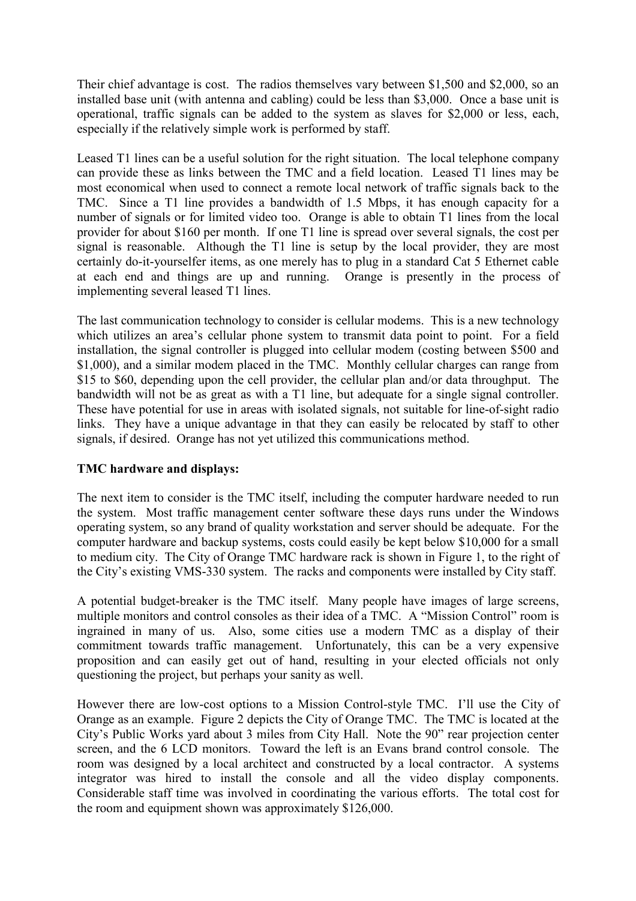Their chief advantage is cost. The radios themselves vary between $1,500 and $2,000, so an installed base unit (with antenna and cabling) could be less than $3,000. Once a base unit is operational, traffic signals can be added to the system as slaves for $2,000 or less, each, especially if the relatively simple work is performed by staff.

Leased T1 lines can be a useful solution for the right situation. The local telephone company can provide these as links between the TMC and a field location. Leased T1 lines may be most economical when used to connect a remote local network of traffic signals back to the TMC. Since a T1 line provides a bandwidth of 1.5 Mbps, it has enough capacity for a number of signals or for limited video too. Orange is able to obtain T1 lines from the local provider for about $160 per month. If one T1 line is spread over several signals, the cost per signal is reasonable. Although the T1 line is setup by the local provider, they are most certainly do-it-yourselfer items, as one merely has to plug in a standard Cat 5 Ethernet cable at each end and things are up and running. Orange is presently in the process of implementing several leased T1 lines.

The last communication technology to consider is cellular modems. This is a new technology which utilizes an area's cellular phone system to transmit data point to point. For a field installation, the signal controller is plugged into cellular modem (costing between $500 and $1,000), and a similar modem placed in the TMC. Monthly cellular charges can range from $15 to $60, depending upon the cell provider, the cellular plan and/or data throughput. The bandwidth will not be as great as with a T1 line, but adequate for a single signal controller. These have potential for use in areas with isolated signals, not suitable for line-of-sight radio links. They have a unique advantage in that they can easily be relocated by staff to other signals, if desired. Orange has not yet utilized this communications method.

**TMC hardware and displays:**

The next item to consider is the TMC itself, including the computer hardware needed to run the system. Most traffic management center software these days runs under the Windows operating system, so any brand of quality workstation and server should be adequate. For the computer hardware and backup systems, costs could easily be kept below $10,000 for a small to medium city. The City of Orange TMC hardware rack is shown in Figure 1, to the right of the City's existing VMS-330 system. The racks and components were installed by City staff.

A potential budget-breaker is the TMC itself. Many people have images of large screens, multiple monitors and control consoles as their idea of a TMC. A "Mission Control" room is ingrained in many of us. Also, some cities use a modern TMC as a display of their commitment towards traffic management. Unfortunately, this can be a very expensive proposition and can easily get out of hand, resulting in your elected officials not only questioning the project, but perhaps your sanity as well.

However there are low-cost options to a Mission Control-style TMC. I'll use the City of Orange as an example. Figure 2 depicts the City of Orange TMC. The TMC is located at the City's Public Works yard about 3 miles from City Hall. Note the 90" rear projection center screen, and the 6 LCD monitors. Toward the left is an Evans brand control console. The room was designed by a local architect and constructed by a local contractor. A systems integrator was hired to install the console and all the video display components. Considerable staff time was involved in coordinating the various efforts. The total cost for the room and equipment shown was approximately $126,000.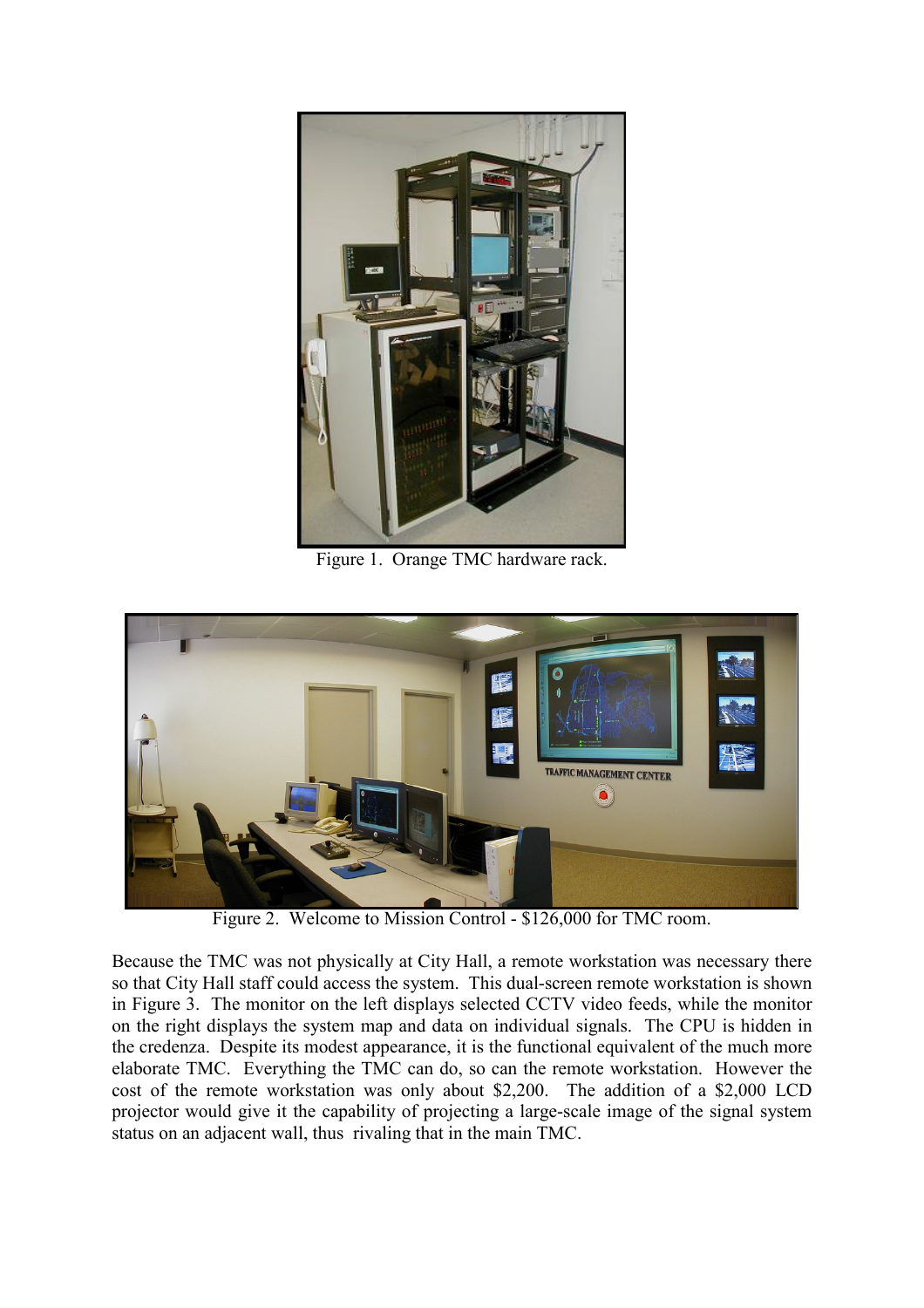Figure 1. Orange TMC hardware rack.

Figure 2. Welcome to Mission Control - $126,000 for TMC room.

Because the TMC was not physically at City Hall, a remote workstation was necessary there so that City Hall staff could access the system. This dual-screen remote workstation is shown in Figure 3. The monitor on the left displays selected CCTV video feeds, while the monitor on the right displays the system map and data on individual signals. The CPU is hidden in the credenza. Despite its modest appearance, it is the functional equivalent of the much more elaborate TMC. Everything the TMC can do, so can the remote workstation. However the cost of the remote workstation was only about $2,200. The addition of a $2,000 LCD projector would give it the capability of projecting a large-scale image of the signal system status on an adjacent wall, thus rivaling that in the main TMC.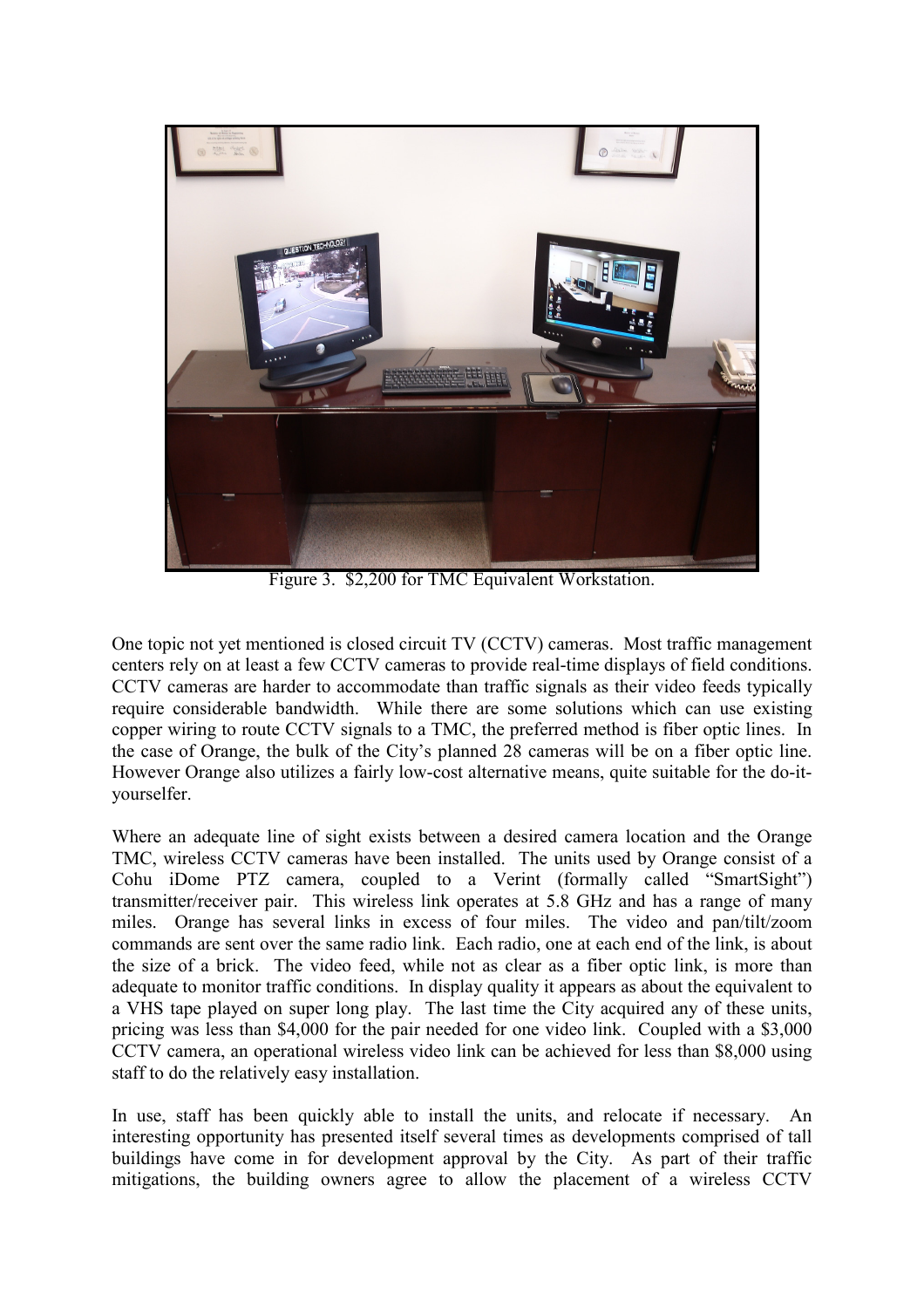Figure 3. $2,200 for TMC Equivalent Workstation.

One topic not yet mentioned is closed circuit TV (CCTV) cameras. Most traffic management centers rely on at least a few CCTV cameras to provide real-time displays of field conditions. CCTV cameras are harder to accommodate than traffic signals as their video feeds typically require considerable bandwidth. While there are some solutions which can use existing copper wiring to route CCTV signals to a TMC, the preferred method is fiber optic lines. In the case of Orange, the bulk of the City's planned 28 cameras will be on a fiber optic line. However Orange also utilizes a fairly low-cost alternative means, quite suitable for the do-it-yourselfer.

Where an adequate line of sight exists between a desired camera location and the Orange TMC, wireless CCTV cameras have been installed. The units used by Orange consist of a Cohu iDome PTZ camera, coupled to a Verint (formally called "SmartSight") transmitter/receiver pair. This wireless link operates at 5.8 GHz and has a range of many miles. Orange has several links in excess of four miles. The video and pan/tilt/zoom commands are sent over the same radio link. Each radio, one at each end of the link, is about the size of a brick. The video feed, while not as clear as a fiber optic link, is more than adequate to monitor traffic conditions. In display quality it appears as about the equivalent to a VHS tape played on super long play. The last time the City acquired any of these units, pricing was less than $4,000 for the pair needed for one video link. Coupled with a $3,000 CCTV camera, an operational wireless video link can be achieved for less than $8,000 using staff to do the relatively easy installation.

In use, staff has been quickly able to install the units, and relocate if necessary. An interesting opportunity has presented itself several times as developments comprised of tall buildings have come in for development approval by the City. As part of their traffic mitigations, the building owners agree to allow the placement of a wireless CCTV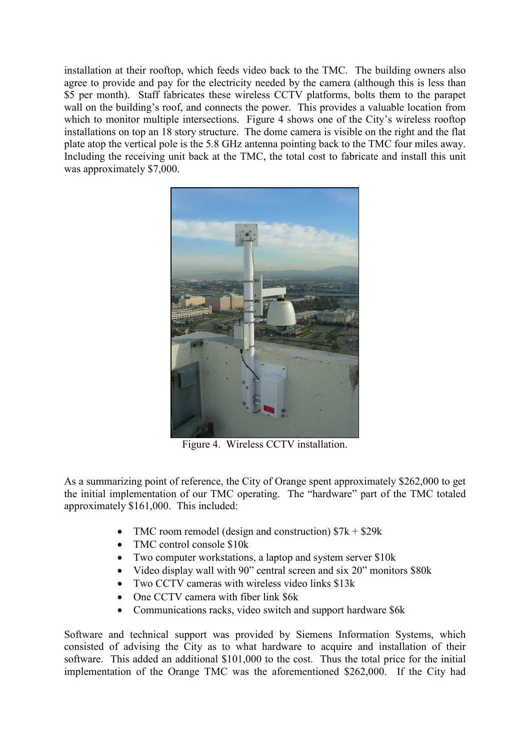installation at their rooftop, which feeds video back to the TMC. The building owners also agree to provide and pay for the electricity needed by the camera (although this is less than $5 per month). Staff fabricates these wireless CCTV platforms, bolts them to the parapet wall on the building's roof, and connects the power. This provides a valuable location from which to monitor multiple intersections. Figure 4 shows one of the City's wireless rooftop installations on top an 18 story structure. The dome camera is visible on the right and the flat plate atop the vertical pole is the 5.8 GHz antenna pointing back to the TMC four miles away. Including the receiving unit back at the TMC, the total cost to fabricate and install this unit was approximately $7,000.

Figure 4. Wireless CCTV installation.

As a summarizing point of reference, the City of Orange spent approximately $262,000 to get the initial implementation of our TMC operating. The "hardware" part of the TMC totaled approximately $161,000. This included:

- TMC room remodel (design and construction) $7k + $29k
- TMC control console $10k
- Two computer workstations, a laptop and system server $10k
- Video display wall with 90" central screen and six 20" monitors $80k
- Two CCTV cameras with wireless video links $13k
- One CCTV camera with fiber link $6k
- Communications racks, video switch and support hardware $6k

Software and technical support was provided by Siemens Information Systems, which consisted of advising the City as to what hardware to acquire and installation of their software. This added an additional $101,000 to the cost. Thus the total price for the initial implementation of the Orange TMC was the aforementioned $262,000. If the City had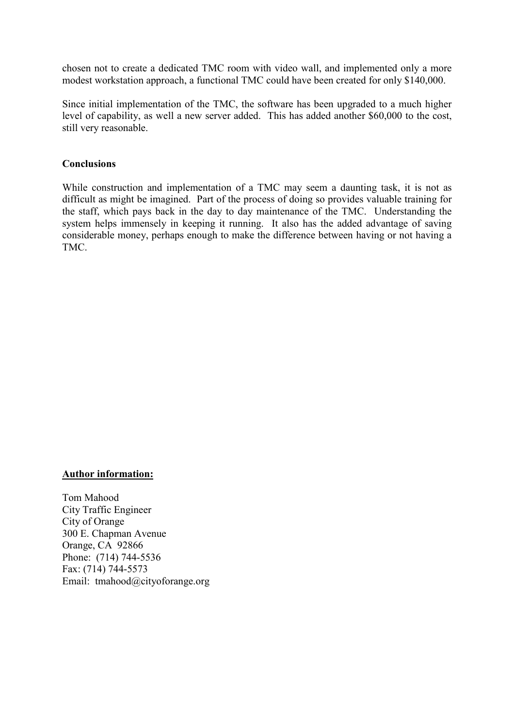chosen not to create a dedicated TMC room with video wall, and implemented only a more modest workstation approach, a functional TMC could have been created for only $140,000.

Since initial implementation of the TMC, the software has been upgraded to a much higher level of capability, as well a new server added. This has added another $60,000 to the cost, still very reasonable.

**Conclusions**

While construction and implementation of a TMC may seem a daunting task, it is not as difficult as might be imagined. Part of the process of doing so provides valuable training for the staff, which pays back in the day to day maintenance of the TMC. Understanding the system helps immensely in keeping it running. It also has the added advantage of saving considerable money, perhaps enough to make the difference between having or not having a TMC.

**Author information:**

Tom Mahood
City Traffic Engineer
City of Orange
300 E. Chapman Avenue
Orange, CA 92866
Phone: (714) 744-5536
Fax: (714) 744-5573
Email: tmahood@cityoforange.org